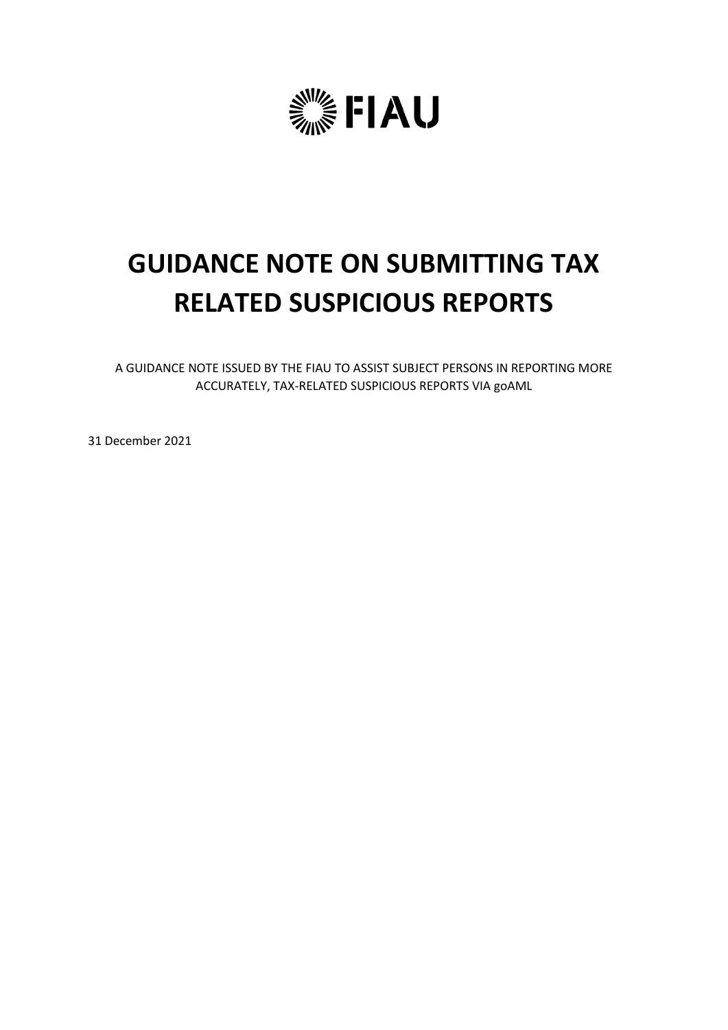FIAU

# GUIDANCE NOTE ON SUBMITTING TAX RELATED SUSPICIOUS REPORTS

A GUIDANCE NOTE ISSUED BY THE FIAU TO ASSIST SUBJECT PERSONS IN REPORTING MORE ACCURATELY, TAX-RELATED SUSPICIOUS REPORTS VIA goAML

31 December 2021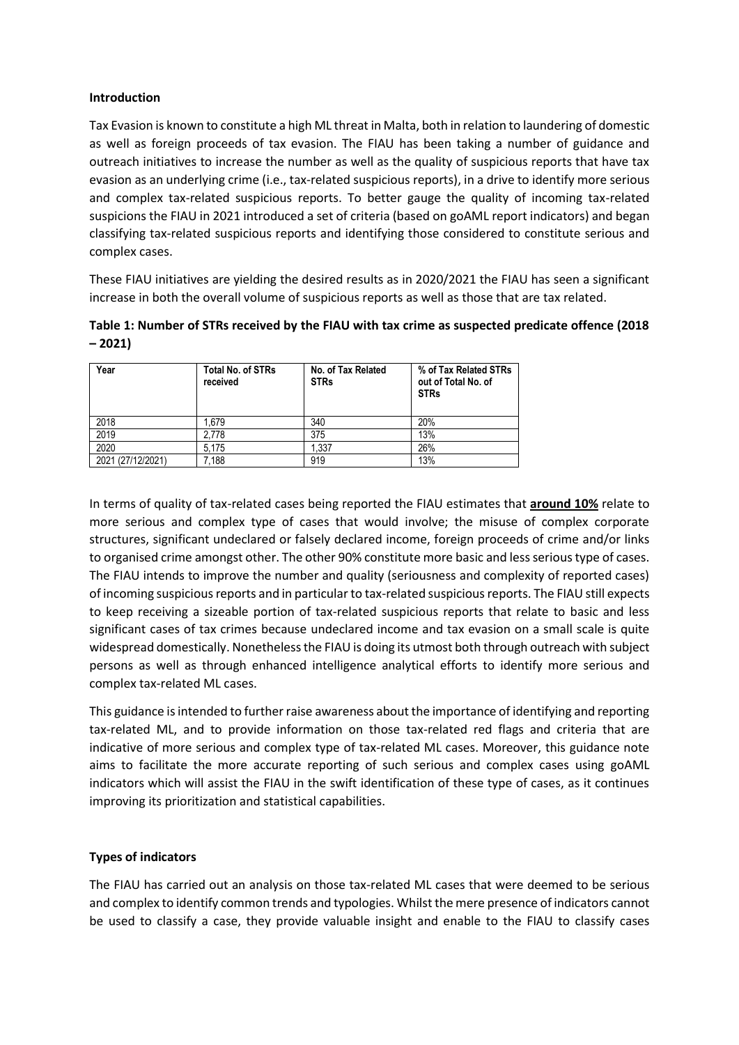**Introduction**

Tax Evasion is known to constitute a high ML threat in Malta, both in relation to laundering of domestic as well as foreign proceeds of tax evasion. The FIAU has been taking a number of guidance and outreach initiatives to increase the number as well as the quality of suspicious reports that have tax evasion as an underlying crime (i.e., tax-related suspicious reports), in a drive to identify more serious and complex tax-related suspicious reports. To better gauge the quality of incoming tax-related suspicions the FIAU in 2021 introduced a set of criteria (based on goAML report indicators) and began classifying tax-related suspicious reports and identifying those considered to constitute serious and complex cases.

These FIAU initiatives are yielding the desired results as in 2020/2021 the FIAU has seen a significant increase in both the overall volume of suspicious reports as well as those that are tax related.

**Table 1: Number of STRs received by the FIAU with tax crime as suspected predicate offence (2018 – 2021)**

| Year | Total No. of STRs received | No. of Tax Related STRs | % of Tax Related STRs out of Total No. of STRs |
|---|---|---|---|
| 2018 | 1,679 | 340 | 20% |
| 2019 | 2,778 | 375 | 13% |
| 2020 | 5,175 | 1,337 | 26% |
| 2021 (27/12/2021) | 7,188 | 919 | 13% |

In terms of quality of tax-related cases being reported the FIAU estimates that **around 10%** relate to more serious and complex type of cases that would involve; the misuse of complex corporate structures, significant undeclared or falsely declared income, foreign proceeds of crime and/or links to organised crime amongst other. The other 90% constitute more basic and less serious type of cases. The FIAU intends to improve the number and quality (seriousness and complexity of reported cases) of incoming suspicious reports and in particular to tax-related suspicious reports. The FIAU still expects to keep receiving a sizeable portion of tax-related suspicious reports that relate to basic and less significant cases of tax crimes because undeclared income and tax evasion on a small scale is quite widespread domestically. Nonetheless the FIAU is doing its utmost both through outreach with subject persons as well as through enhanced intelligence analytical efforts to identify more serious and complex tax-related ML cases.

This guidance is intended to further raise awareness about the importance of identifying and reporting tax-related ML, and to provide information on those tax-related red flags and criteria that are indicative of more serious and complex type of tax-related ML cases. Moreover, this guidance note aims to facilitate the more accurate reporting of such serious and complex cases using goAML indicators which will assist the FIAU in the swift identification of these type of cases, as it continues improving its prioritization and statistical capabilities.

**Types of indicators**

The FIAU has carried out an analysis on those tax-related ML cases that were deemed to be serious and complex to identify common trends and typologies. Whilst the mere presence of indicators cannot be used to classify a case, they provide valuable insight and enable to the FIAU to classify cases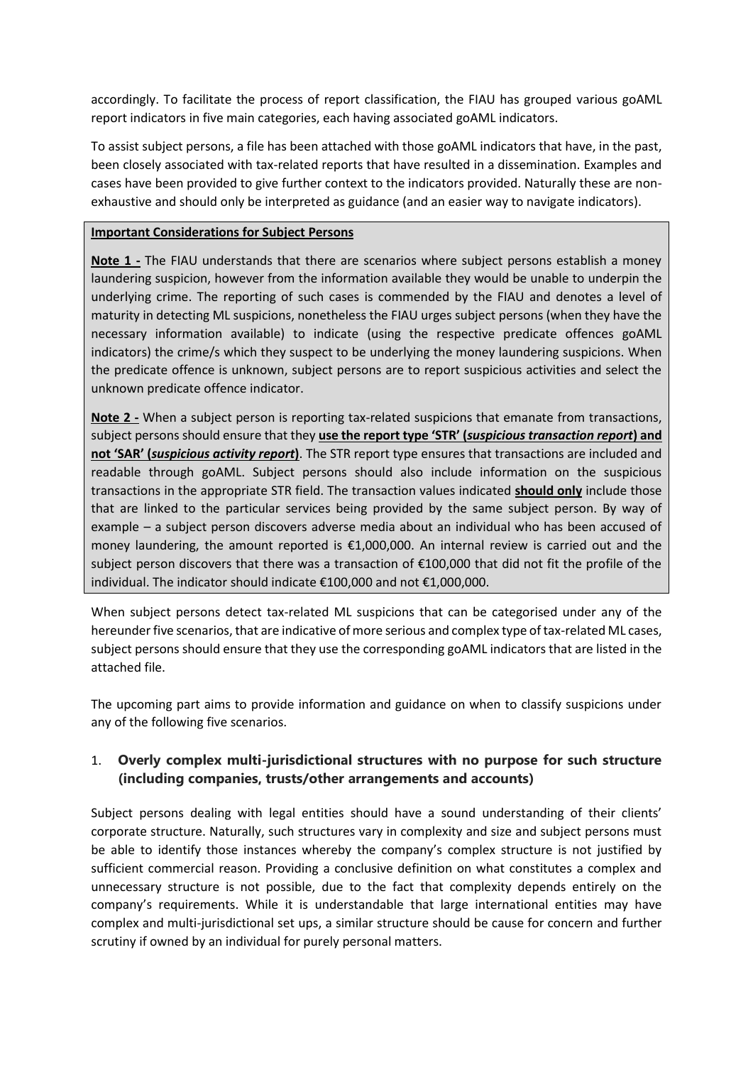accordingly. To facilitate the process of report classification, the FIAU has grouped various goAML report indicators in five main categories, each having associated goAML indicators.

To assist subject persons, a file has been attached with those goAML indicators that have, in the past, been closely associated with tax-related reports that have resulted in a dissemination. Examples and cases have been provided to give further context to the indicators provided. Naturally these are non-exhaustive and should only be interpreted as guidance (and an easier way to navigate indicators).

**Important Considerations for Subject Persons**

**Note 1 -** The FIAU understands that there are scenarios where subject persons establish a money laundering suspicion, however from the information available they would be unable to underpin the underlying crime. The reporting of such cases is commended by the FIAU and denotes a level of maturity in detecting ML suspicions, nonetheless the FIAU urges subject persons (when they have the necessary information available) to indicate (using the respective predicate offences goAML indicators) the crime/s which they suspect to be underlying the money laundering suspicions. When the predicate offence is unknown, subject persons are to report suspicious activities and select the unknown predicate offence indicator.

**Note 2 -** When a subject person is reporting tax-related suspicions that emanate from transactions, subject persons should ensure that they **use the report type 'STR' (*suspicious transaction report*) and not 'SAR' (*suspicious activity report*)**. The STR report type ensures that transactions are included and readable through goAML. Subject persons should also include information on the suspicious transactions in the appropriate STR field. The transaction values indicated **should only** include those that are linked to the particular services being provided by the same subject person. By way of example – a subject person discovers adverse media about an individual who has been accused of money laundering, the amount reported is €1,000,000. An internal review is carried out and the subject person discovers that there was a transaction of €100,000 that did not fit the profile of the individual. The indicator should indicate €100,000 and not €1,000,000.

When subject persons detect tax-related ML suspicions that can be categorised under any of the hereunder five scenarios, that are indicative of more serious and complex type of tax-related ML cases, subject persons should ensure that they use the corresponding goAML indicators that are listed in the attached file.

The upcoming part aims to provide information and guidance on when to classify suspicions under any of the following five scenarios.

### 1. Overly complex multi-jurisdictional structures with no purpose for such structure (including companies, trusts/other arrangements and accounts)

Subject persons dealing with legal entities should have a sound understanding of their clients' corporate structure. Naturally, such structures vary in complexity and size and subject persons must be able to identify those instances whereby the company's complex structure is not justified by sufficient commercial reason. Providing a conclusive definition on what constitutes a complex and unnecessary structure is not possible, due to the fact that complexity depends entirely on the company's requirements. While it is understandable that large international entities may have complex and multi-jurisdictional set ups, a similar structure should be cause for concern and further scrutiny if owned by an individual for purely personal matters.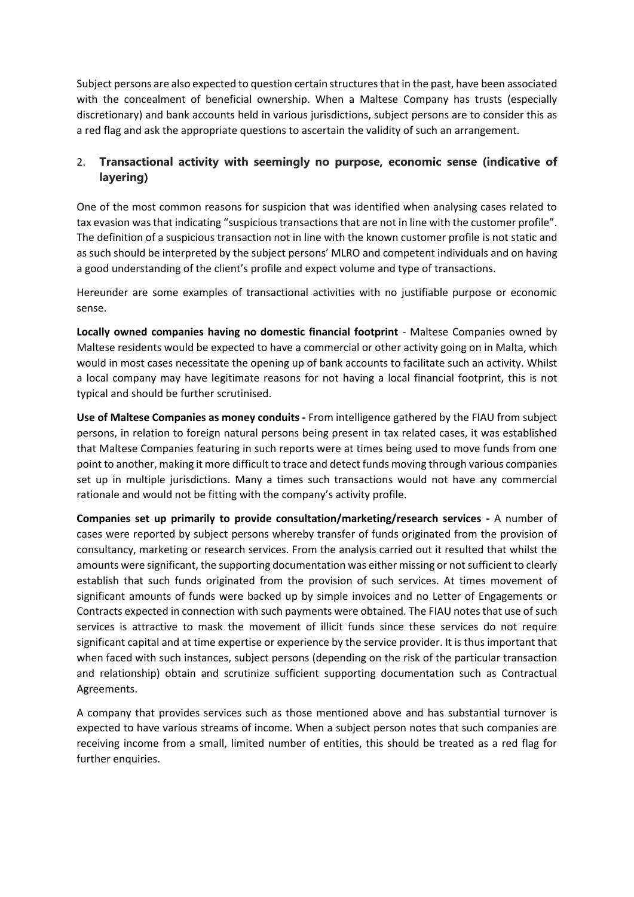Subject persons are also expected to question certain structures that in the past, have been associated with the concealment of beneficial ownership. When a Maltese Company has trusts (especially discretionary) and bank accounts held in various jurisdictions, subject persons are to consider this as a red flag and ask the appropriate questions to ascertain the validity of such an arrangement.

## 2. Transactional activity with seemingly no purpose, economic sense (indicative of layering)

One of the most common reasons for suspicion that was identified when analysing cases related to tax evasion was that indicating "suspicious transactions that are not in line with the customer profile". The definition of a suspicious transaction not in line with the known customer profile is not static and as such should be interpreted by the subject persons' MLRO and competent individuals and on having a good understanding of the client's profile and expect volume and type of transactions.

Hereunder are some examples of transactional activities with no justifiable purpose or economic sense.

**Locally owned companies having no domestic financial footprint** - Maltese Companies owned by Maltese residents would be expected to have a commercial or other activity going on in Malta, which would in most cases necessitate the opening up of bank accounts to facilitate such an activity. Whilst a local company may have legitimate reasons for not having a local financial footprint, this is not typical and should be further scrutinised.

**Use of Maltese Companies as money conduits -** From intelligence gathered by the FIAU from subject persons, in relation to foreign natural persons being present in tax related cases, it was established that Maltese Companies featuring in such reports were at times being used to move funds from one point to another, making it more difficult to trace and detect funds moving through various companies set up in multiple jurisdictions. Many a times such transactions would not have any commercial rationale and would not be fitting with the company's activity profile.

**Companies set up primarily to provide consultation/marketing/research services -** A number of cases were reported by subject persons whereby transfer of funds originated from the provision of consultancy, marketing or research services. From the analysis carried out it resulted that whilst the amounts were significant, the supporting documentation was either missing or not sufficient to clearly establish that such funds originated from the provision of such services. At times movement of significant amounts of funds were backed up by simple invoices and no Letter of Engagements or Contracts expected in connection with such payments were obtained. The FIAU notes that use of such services is attractive to mask the movement of illicit funds since these services do not require significant capital and at time expertise or experience by the service provider. It is thus important that when faced with such instances, subject persons (depending on the risk of the particular transaction and relationship) obtain and scrutinize sufficient supporting documentation such as Contractual Agreements.

A company that provides services such as those mentioned above and has substantial turnover is expected to have various streams of income. When a subject person notes that such companies are receiving income from a small, limited number of entities, this should be treated as a red flag for further enquiries.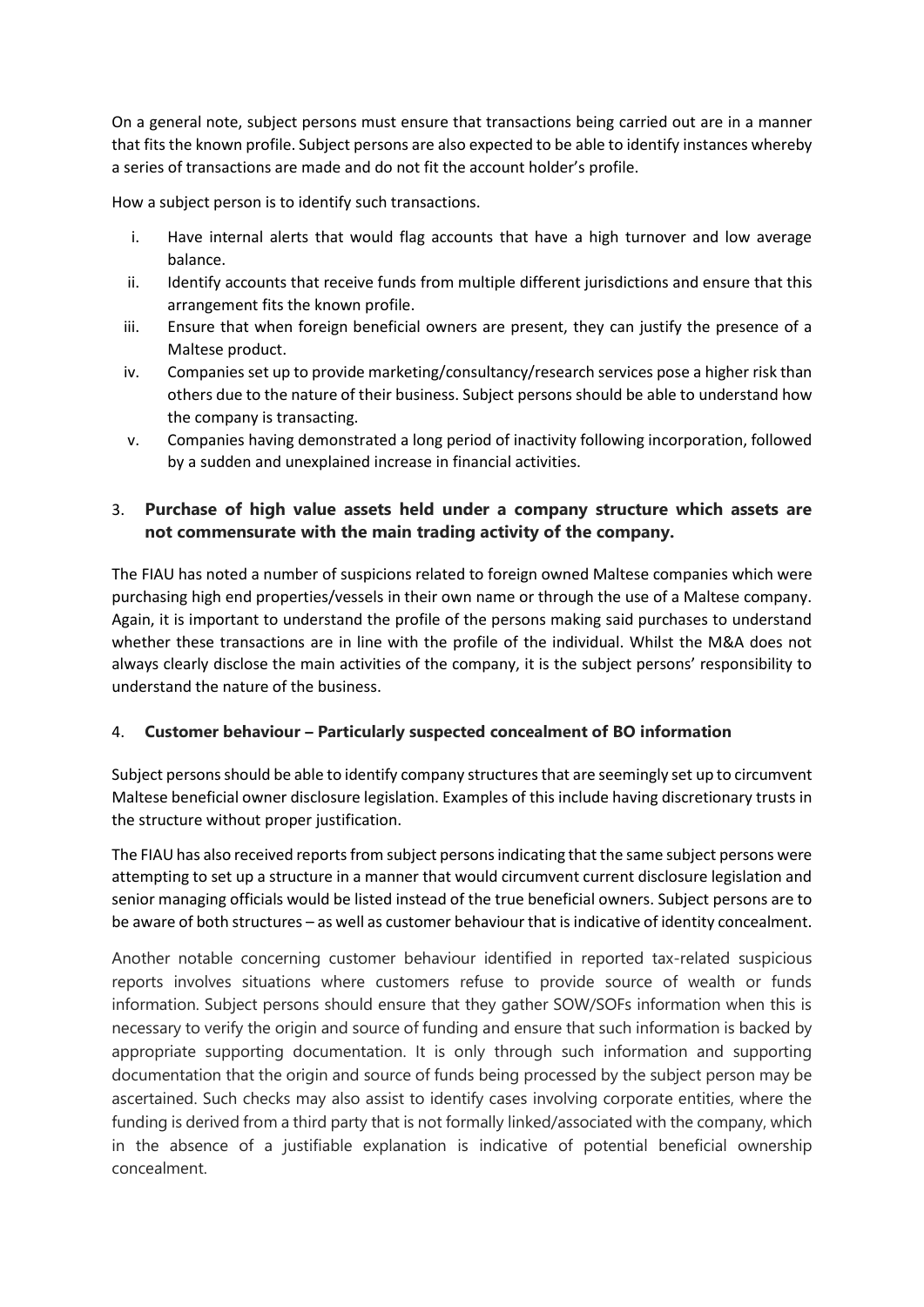On a general note, subject persons must ensure that transactions being carried out are in a manner that fits the known profile. Subject persons are also expected to be able to identify instances whereby a series of transactions are made and do not fit the account holder's profile.

How a subject person is to identify such transactions.

i. Have internal alerts that would flag accounts that have a high turnover and low average balance.
ii. Identify accounts that receive funds from multiple different jurisdictions and ensure that this arrangement fits the known profile.
iii. Ensure that when foreign beneficial owners are present, they can justify the presence of a Maltese product.
iv. Companies set up to provide marketing/consultancy/research services pose a higher risk than others due to the nature of their business. Subject persons should be able to understand how the company is transacting.
v. Companies having demonstrated a long period of inactivity following incorporation, followed by a sudden and unexplained increase in financial activities.

## 3. **Purchase of high value assets held under a company structure which assets are not commensurate with the main trading activity of the company.**

The FIAU has noted a number of suspicions related to foreign owned Maltese companies which were purchasing high end properties/vessels in their own name or through the use of a Maltese company. Again, it is important to understand the profile of the persons making said purchases to understand whether these transactions are in line with the profile of the individual. Whilst the M&A does not always clearly disclose the main activities of the company, it is the subject persons' responsibility to understand the nature of the business.

## 4. **Customer behaviour – Particularly suspected concealment of BO information**

Subject persons should be able to identify company structures that are seemingly set up to circumvent Maltese beneficial owner disclosure legislation. Examples of this include having discretionary trusts in the structure without proper justification.

The FIAU has also received reports from subject persons indicating that the same subject persons were attempting to set up a structure in a manner that would circumvent current disclosure legislation and senior managing officials would be listed instead of the true beneficial owners. Subject persons are to be aware of both structures – as well as customer behaviour that is indicative of identity concealment.

Another notable concerning customer behaviour identified in reported tax-related suspicious reports involves situations where customers refuse to provide source of wealth or funds information. Subject persons should ensure that they gather SOW/SOFs information when this is necessary to verify the origin and source of funding and ensure that such information is backed by appropriate supporting documentation. It is only through such information and supporting documentation that the origin and source of funds being processed by the subject person may be ascertained. Such checks may also assist to identify cases involving corporate entities, where the funding is derived from a third party that is not formally linked/associated with the company, which in the absence of a justifiable explanation is indicative of potential beneficial ownership concealment.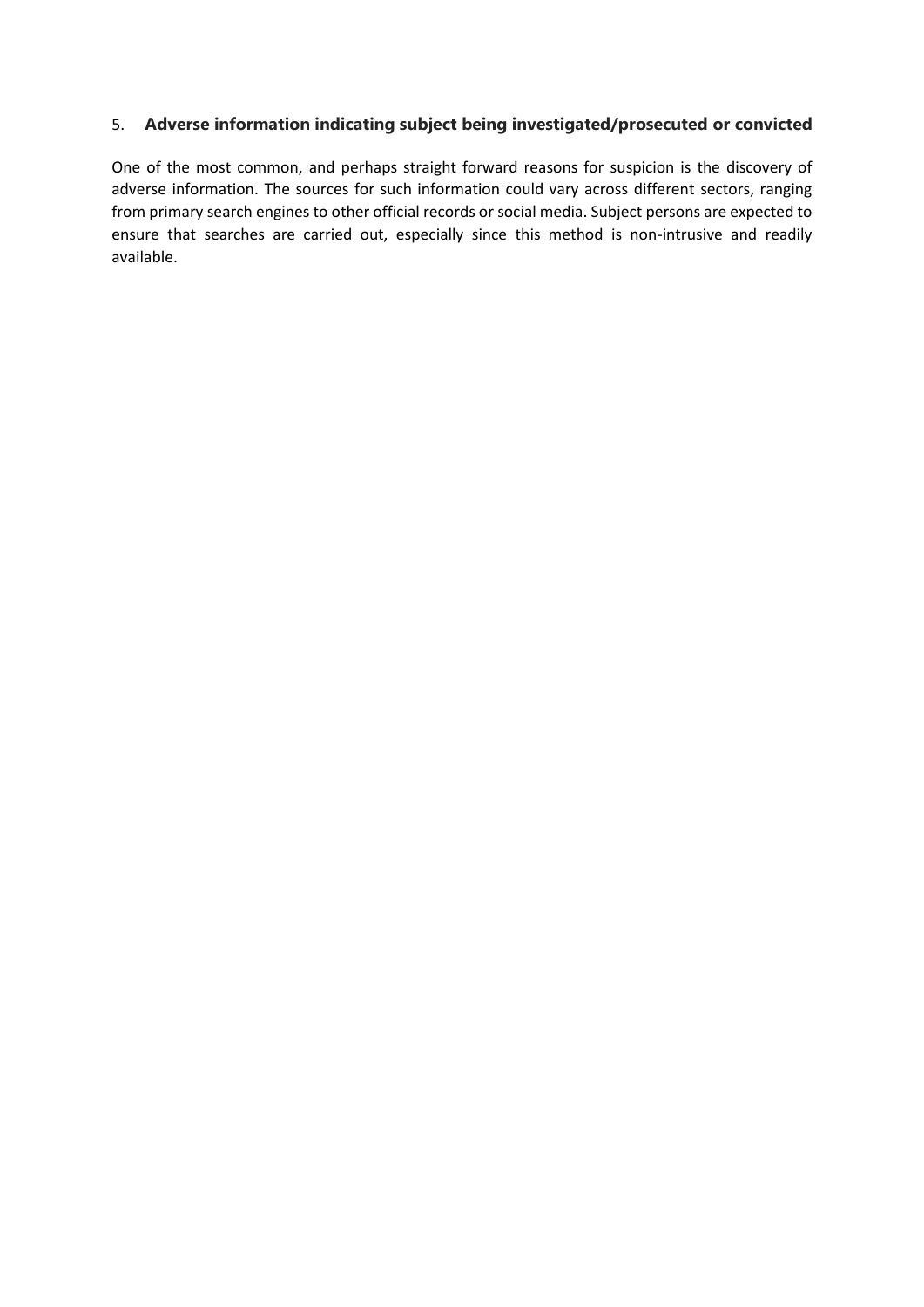## 5. **Adverse information indicating subject being investigated/prosecuted or convicted**

One of the most common, and perhaps straight forward reasons for suspicion is the discovery of adverse information. The sources for such information could vary across different sectors, ranging from primary search engines to other official records or social media. Subject persons are expected to ensure that searches are carried out, especially since this method is non-intrusive and readily available.